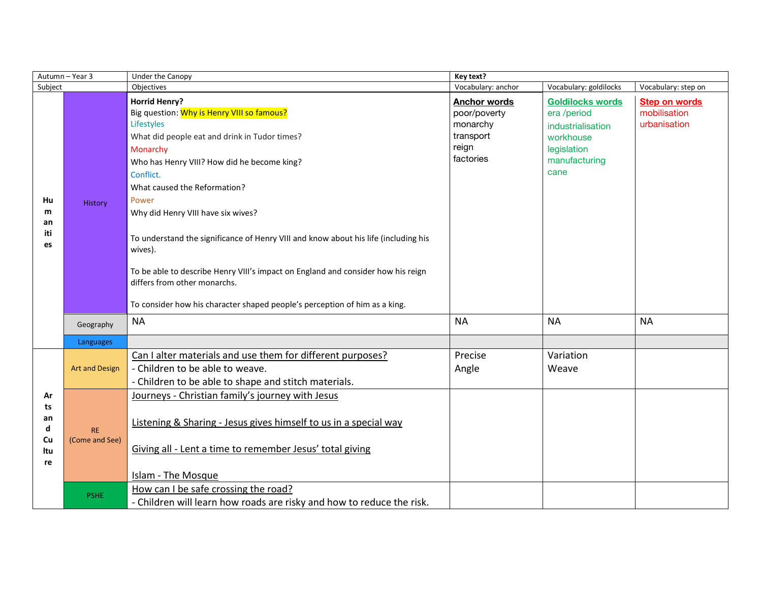| Autumn – Year 3 | | Under the Canopy | Key text? | | |
|---|---|---|---|---|---|
| Subject | | Objectives | Vocabulary: anchor | Vocabulary: goldilocks | Vocabulary: step on |
| Humanities | History | **Horrid Henry?**<br>Big question: Why is Henry VIII so famous?<br>Lifestyles<br>What did people eat and drink in Tudor times?<br>Monarchy<br>Who has Henry VIII? How did he become king?<br>Conflict.<br>What caused the Reformation?<br>Power<br>Why did Henry VIII have six wives?<br><br>To understand the significance of Henry VIII and know about his life (including his wives).<br><br>To be able to describe Henry VIII's impact on England and consider how his reign differs from other monarchs.<br><br>To consider how his character shaped people's perception of him as a king. | **Anchor words**<br>poor/poverty<br>monarchy<br>transport<br>reign<br>factories | **Goldilocks words**<br>era /period<br>industrialisation<br>workhouse<br>legislation<br>manufacturing<br>cane | **Step on words**<br>mobilisation<br>urbanisation |
| | Geography | NA | NA | NA | NA |
| | Languages | | | | |
| Arts and Culture | Art and Design | Can I alter materials and use them for different purposes?<br>- Children to be able to weave.<br>- Children to be able to shape and stitch materials. | Precise<br>Angle | Variation<br>Weave | |
| | RE (Come and See) | Journeys - Christian family's journey with Jesus<br><br>Listening & Sharing - Jesus gives himself to us in a special way<br><br>Giving all - Lent a time to remember Jesus' total giving<br><br>Islam - The Mosque | | | |
| | PSHE | How can I be safe crossing the road?<br>- Children will learn how roads are risky and how to reduce the risk. | | | |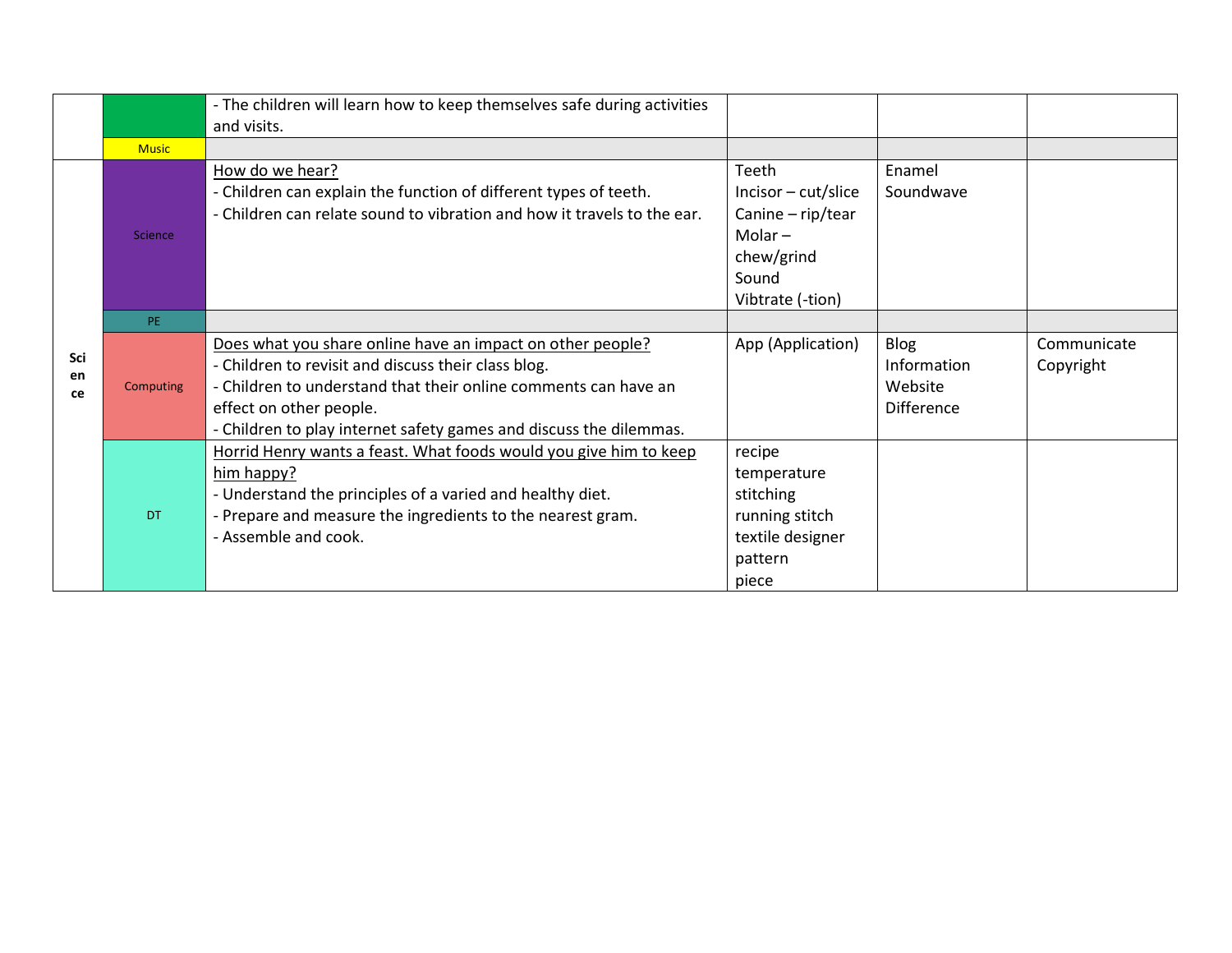| | | | | | |
|---|---|---|---|---|---|
| | | - The children will learn how to keep themselves safe during activities and visits. | | | |
| | Music | | | | |
| Science | Science | How do we hear?<br>- Children can explain the function of different types of teeth.<br>- Children can relate sound to vibration and how it travels to the ear. | Teeth<br>Incisor – cut/slice<br>Canine – rip/tear<br>Molar – chew/grind<br>Sound<br>Vibtrate (-tion) | Enamel<br>Soundwave | |
| | PE | | | | |
| | Computing | Does what you share online have an impact on other people?<br>- Children to revisit and discuss their class blog.<br>- Children to understand that their online comments can have an effect on other people.<br>- Children to play internet safety games and discuss the dilemmas. | App (Application) | Blog<br>Information<br>Website<br>Difference | Communicate<br>Copyright |
| | DT | Horrid Henry wants a feast. What foods would you give him to keep him happy?<br>- Understand the principles of a varied and healthy diet.<br>- Prepare and measure the ingredients to the nearest gram.<br>- Assemble and cook. | recipe<br>temperature<br>stitching<br>running stitch<br>textile designer<br>pattern<br>piece | | |